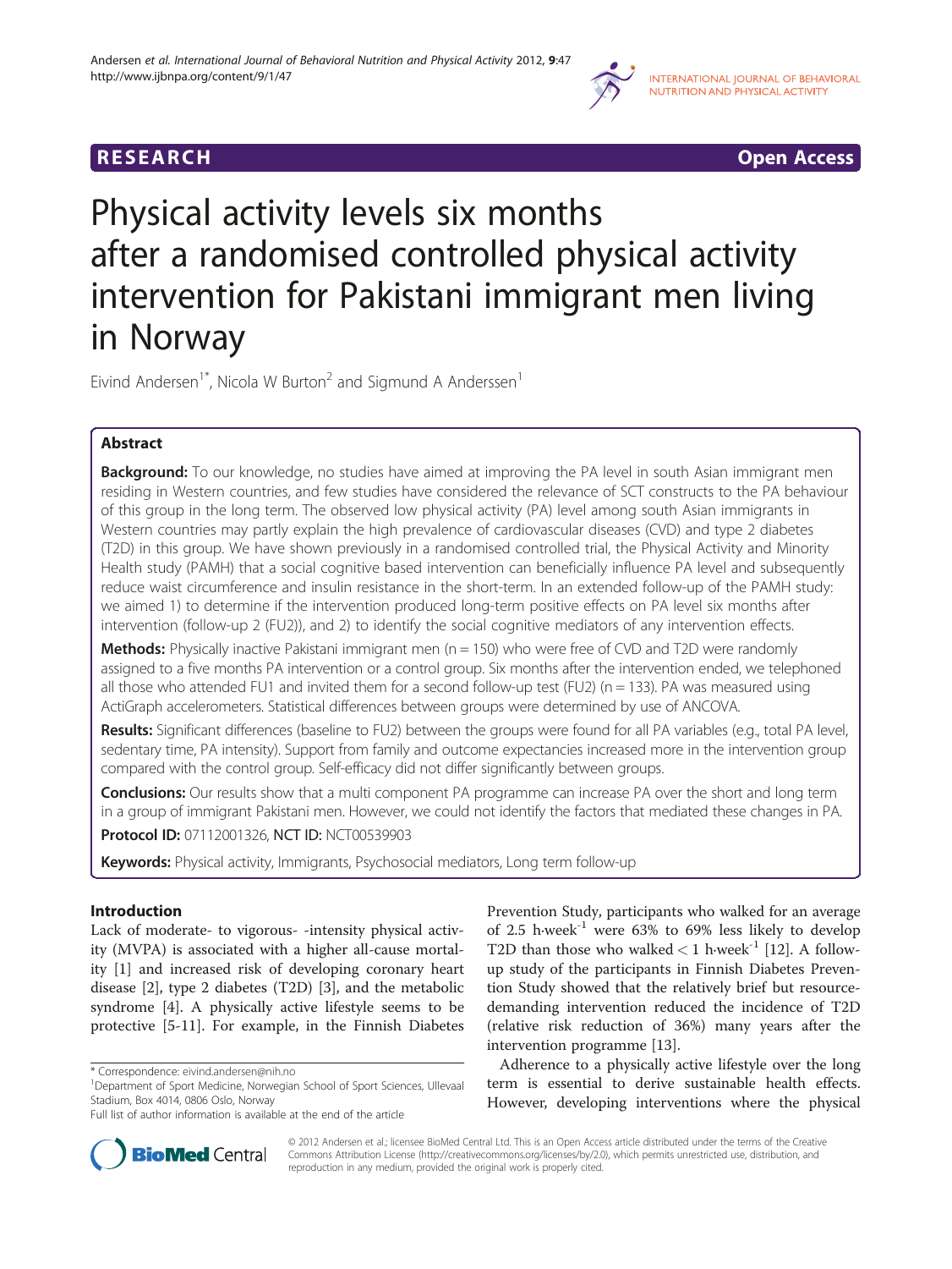RESEARCH Open Access

# Physical activity levels six months after a randomised controlled physical activity intervention for Pakistani immigrant men living in Norway

Eivind Andersen[1*], Nicola W Burton[2] and Sigmund A Anderssen[1]

## Abstract

**Background:** To our knowledge, no studies have aimed at improving the PA level in south Asian immigrant men residing in Western countries, and few studies have considered the relevance of SCT constructs to the PA behaviour of this group in the long term. The observed low physical activity (PA) level among south Asian immigrants in Western countries may partly explain the high prevalence of cardiovascular diseases (CVD) and type 2 diabetes (T2D) in this group. We have shown previously in a randomised controlled trial, the Physical Activity and Minority Health study (PAMH) that a social cognitive based intervention can beneficially influence PA level and subsequently reduce waist circumference and insulin resistance in the short-term. In an extended follow-up of the PAMH study: we aimed 1) to determine if the intervention produced long-term positive effects on PA level six months after intervention (follow-up 2 (FU2)), and 2) to identify the social cognitive mediators of any intervention effects.

**Methods:** Physically inactive Pakistani immigrant men (n = 150) who were free of CVD and T2D were randomly assigned to a five months PA intervention or a control group. Six months after the intervention ended, we telephoned all those who attended FU1 and invited them for a second follow-up test (FU2) (n = 133). PA was measured using ActiGraph accelerometers. Statistical differences between groups were determined by use of ANCOVA.

**Results:** Significant differences (baseline to FU2) between the groups were found for all PA variables (e.g., total PA level, sedentary time, PA intensity). Support from family and outcome expectancies increased more in the intervention group compared with the control group. Self-efficacy did not differ significantly between groups.

**Conclusions:** Our results show that a multi component PA programme can increase PA over the short and long term in a group of immigrant Pakistani men. However, we could not identify the factors that mediated these changes in PA.

**Protocol ID:** 07112001326, **NCT ID:** NCT00539903

**Keywords:** Physical activity, Immigrants, Psychosocial mediators, Long term follow-up

## Introduction

Lack of moderate- to vigorous- -intensity physical activity (MVPA) is associated with a higher all-cause mortality [1] and increased risk of developing coronary heart disease [2], type 2 diabetes (T2D) [3], and the metabolic syndrome [4]. A physically active lifestyle seems to be protective [5-11]. For example, in the Finnish Diabetes Prevention Study, participants who walked for an average of 2.5 h·week$^{-1}$ were 63% to 69% less likely to develop T2D than those who walked < 1 h·week$^{-1}$ [12]. A follow-up study of the participants in Finnish Diabetes Prevention Study showed that the relatively brief but resource-demanding intervention reduced the incidence of T2D (relative risk reduction of 36%) many years after the intervention programme [13].

Adherence to a physically active lifestyle over the long term is essential to derive sustainable health effects. However, developing interventions where the physical

\* Correspondence: eivind.andersen@nih.no
[1]Department of Sport Medicine, Norwegian School of Sport Sciences, Ullevaal Stadium, Box 4014, 0806 Oslo, Norway
Full list of author information is available at the end of the article

© 2012 Andersen et al.; licensee BioMed Central Ltd. This is an Open Access article distributed under the terms of the Creative Commons Attribution License (http://creativecommons.org/licenses/by/2.0), which permits unrestricted use, distribution, and reproduction in any medium, provided the original work is properly cited.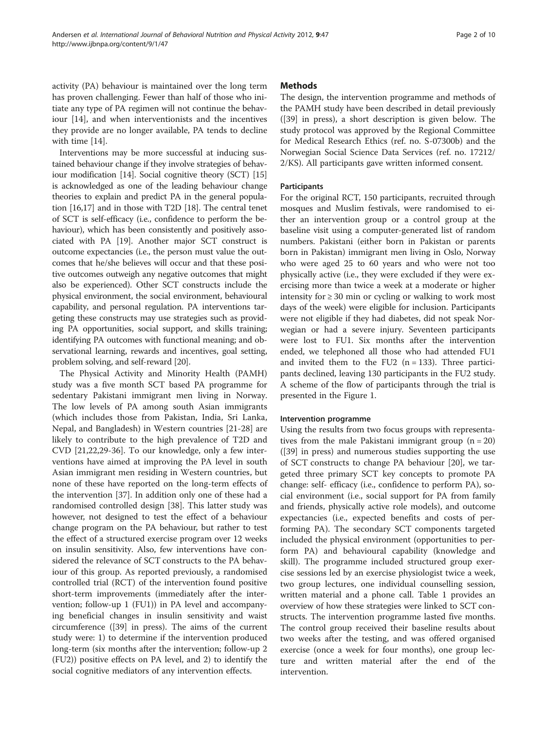activity (PA) behaviour is maintained over the long term has proven challenging. Fewer than half of those who initiate any type of PA regimen will not continue the behaviour [14], and when interventionists and the incentives they provide are no longer available, PA tends to decline with time [14].

Interventions may be more successful at inducing sustained behaviour change if they involve strategies of behaviour modification [14]. Social cognitive theory (SCT) [15] is acknowledged as one of the leading behaviour change theories to explain and predict PA in the general population [16,17] and in those with T2D [18]. The central tenet of SCT is self-efficacy (i.e., confidence to perform the behaviour), which has been consistently and positively associated with PA [19]. Another major SCT construct is outcome expectancies (i.e., the person must value the outcomes that he/she believes will occur and that these positive outcomes outweigh any negative outcomes that might also be experienced). Other SCT constructs include the physical environment, the social environment, behavioural capability, and personal regulation. PA interventions targeting these constructs may use strategies such as providing PA opportunities, social support, and skills training; identifying PA outcomes with functional meaning; and observational learning, rewards and incentives, goal setting, problem solving, and self-reward [20].

The Physical Activity and Minority Health (PAMH) study was a five month SCT based PA programme for sedentary Pakistani immigrant men living in Norway. The low levels of PA among south Asian immigrants (which includes those from Pakistan, India, Sri Lanka, Nepal, and Bangladesh) in Western countries [21-28] are likely to contribute to the high prevalence of T2D and CVD [21,22,29-36]. To our knowledge, only a few interventions have aimed at improving the PA level in south Asian immigrant men residing in Western countries, but none of these have reported on the long-term effects of the intervention [37]. In addition only one of these had a randomised controlled design [38]. This latter study was however, not designed to test the effect of a behaviour change program on the PA behaviour, but rather to test the effect of a structured exercise program over 12 weeks on insulin sensitivity. Also, few interventions have considered the relevance of SCT constructs to the PA behaviour of this group. As reported previously, a randomised controlled trial (RCT) of the intervention found positive short-term improvements (immediately after the intervention; follow-up 1 (FU1)) in PA level and accompanying beneficial changes in insulin sensitivity and waist circumference ([39] in press). The aims of the current study were: 1) to determine if the intervention produced long-term (six months after the intervention; follow-up 2 (FU2)) positive effects on PA level, and 2) to identify the social cognitive mediators of any intervention effects.

## Methods

The design, the intervention programme and methods of the PAMH study have been described in detail previously ([39] in press), a short description is given below. The study protocol was approved by the Regional Committee for Medical Research Ethics (ref. no. S-07300b) and the Norwegian Social Science Data Services (ref. no. 17212/2/KS). All participants gave written informed consent.

### Participants

For the original RCT, 150 participants, recruited through mosques and Muslim festivals, were randomised to either an intervention group or a control group at the baseline visit using a computer-generated list of random numbers. Pakistani (either born in Pakistan or parents born in Pakistan) immigrant men living in Oslo, Norway who were aged 25 to 60 years and who were not too physically active (i.e., they were excluded if they were exercising more than twice a week at a moderate or higher intensity for ≥ 30 min or cycling or walking to work most days of the week) were eligible for inclusion. Participants were not eligible if they had diabetes, did not speak Norwegian or had a severe injury. Seventeen participants were lost to FU1. Six months after the intervention ended, we telephoned all those who had attended FU1 and invited them to the FU2 (n = 133). Three participants declined, leaving 130 participants in the FU2 study. A scheme of the flow of participants through the trial is presented in the Figure 1.

### Intervention programme

Using the results from two focus groups with representatives from the male Pakistani immigrant group (n = 20) ([39] in press) and numerous studies supporting the use of SCT constructs to change PA behaviour [20], we targeted three primary SCT key concepts to promote PA change: self- efficacy (i.e., confidence to perform PA), social environment (i.e., social support for PA from family and friends, physically active role models), and outcome expectancies (i.e., expected benefits and costs of performing PA). The secondary SCT components targeted included the physical environment (opportunities to perform PA) and behavioural capability (knowledge and skill). The programme included structured group exercise sessions led by an exercise physiologist twice a week, two group lectures, one individual counselling session, written material and a phone call. Table 1 provides an overview of how these strategies were linked to SCT constructs. The intervention programme lasted five months. The control group received their baseline results about two weeks after the testing, and was offered organised exercise (once a week for four months), one group lecture and written material after the end of the intervention.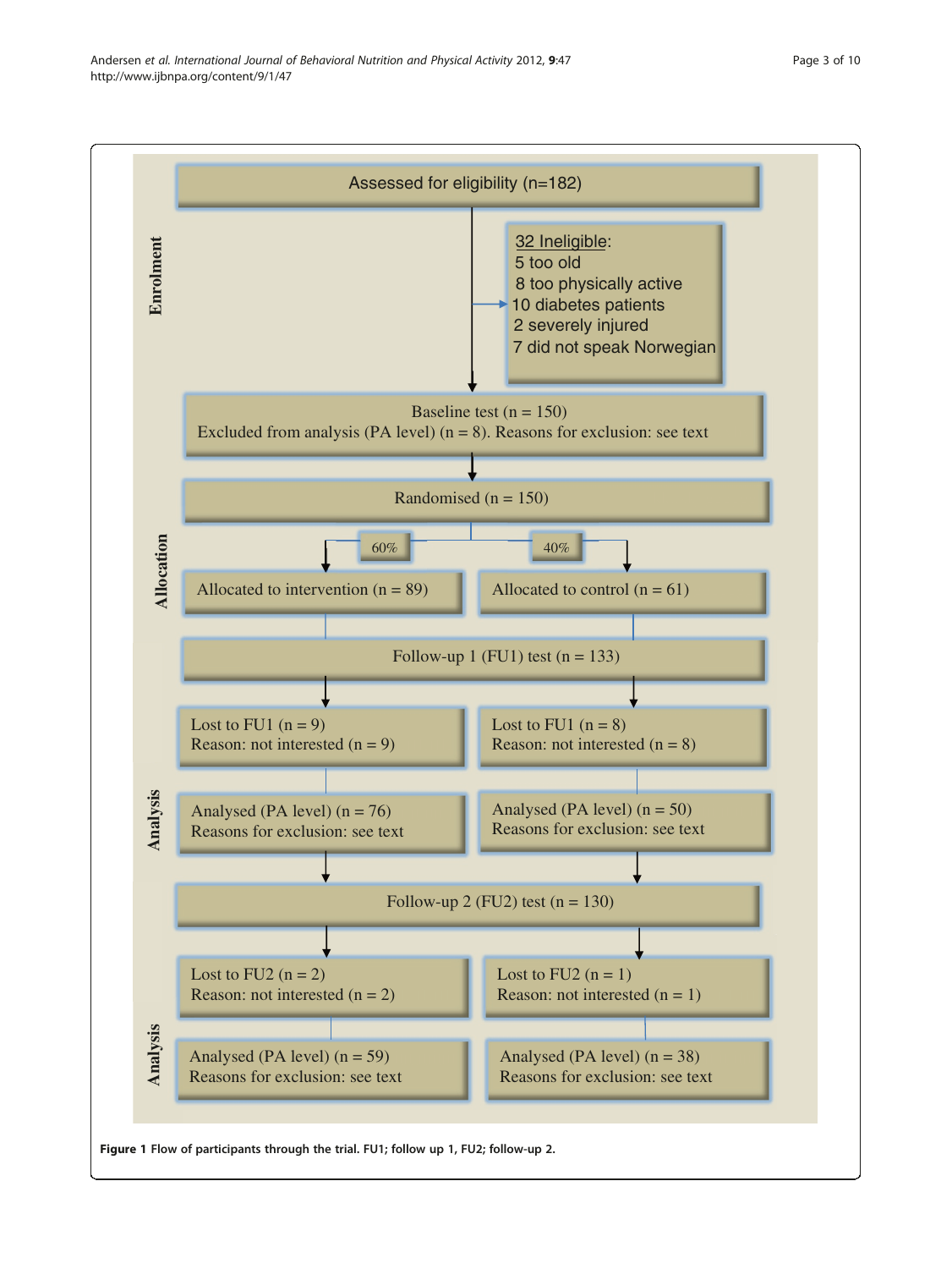**Enrolment**

Assessed for eligibility (n=182)

32 Ineligible:
5 too old
8 too physically active
10 diabetes patients
2 severely injured
7 did not speak Norwegian

Baseline test (n = 150)
Excluded from analysis (PA level) (n = 8). Reasons for exclusion: see text

**Allocation**

Randomised (n = 150)

60% | 40%

Allocated to intervention (n = 89)

Allocated to control (n = 61)

Follow-up 1 (FU1) test (n = 133)

**Analysis**

Lost to FU1 (n = 9)
Reason: not interested (n = 9)

Lost to FU1 (n = 8)
Reason: not interested (n = 8)

Analysed (PA level) (n = 76)
Reasons for exclusion: see text

Analysed (PA level) (n = 50)
Reasons for exclusion: see text

Follow-up 2 (FU2) test (n = 130)

**Analysis**

Lost to FU2 (n = 2)
Reason: not interested (n = 2)

Lost to FU2 (n = 1)
Reason: not interested (n = 1)

Analysed (PA level) (n = 59)
Reasons for exclusion: see text

Analysed (PA level) (n = 38)
Reasons for exclusion: see text

**Figure 1** Flow of participants through the trial. FU1; follow up 1, FU2; follow-up 2.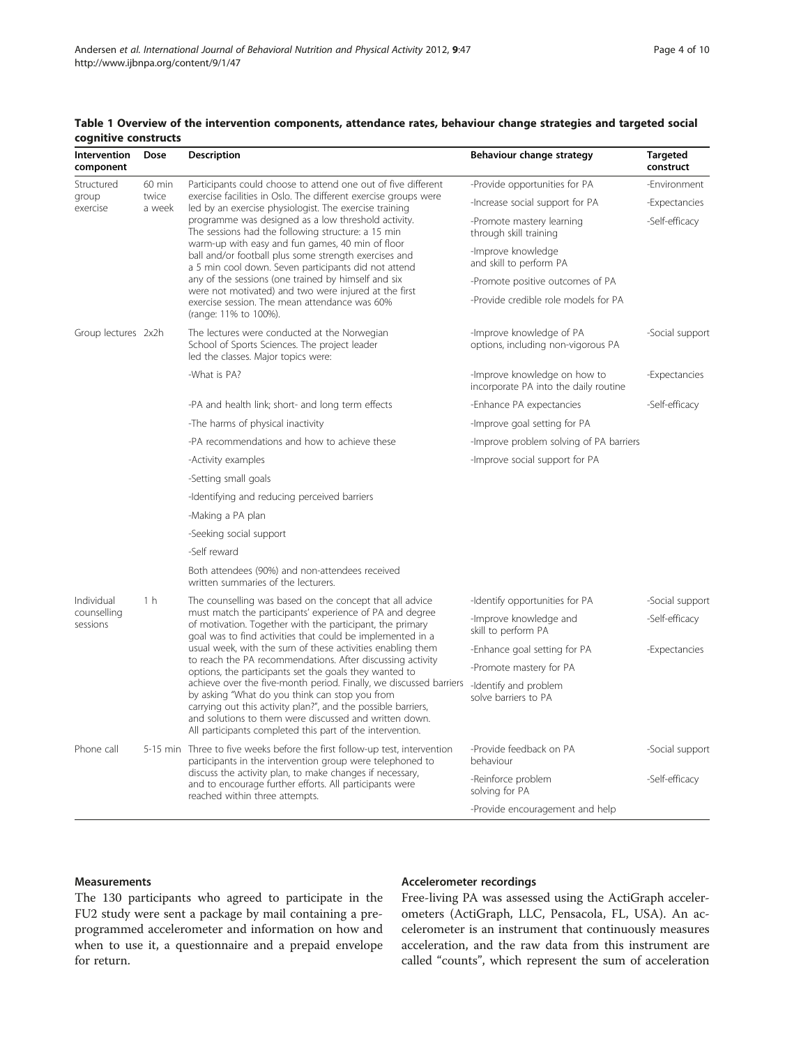**Table 1 Overview of the intervention components, attendance rates, behaviour change strategies and targeted social cognitive constructs**

| Intervention component | Dose | Description | Behaviour change strategy | Targeted construct |
|---|---|---|---|---|
| Structured group exercise | 60 min twice a week | Participants could choose to attend one out of five different exercise facilities in Oslo. The different exercise groups were led by an exercise physiologist. The exercise training programme was designed as a low threshold activity. The sessions had the following structure: a 15 min warm-up with easy and fun games, 40 min of floor ball and/or football plus some strength exercises and a 5 min cool down. Seven participants did not attend any of the sessions (one trained by himself and six were not motivated) and two were injured at the first exercise session. The mean attendance was 60% (range: 11% to 100%). | -Provide opportunities for PA<br>-Increase social support for PA<br>-Promote mastery learning through skill training<br>-Improve knowledge and skill to perform PA<br>-Promote positive outcomes of PA<br>-Provide credible role models for PA | -Environment<br>-Expectancies<br>-Self-efficacy |
| Group lectures | 2x2h | The lectures were conducted at the Norwegian School of Sports Sciences. The project leader led the classes. Major topics were:<br>-What is PA?<br>-PA and health link; short- and long term effects<br>-The harms of physical inactivity<br>-PA recommendations and how to achieve these<br>-Activity examples<br>-Setting small goals<br>-Identifying and reducing perceived barriers<br>-Making a PA plan<br>-Seeking social support<br>-Self reward<br>Both attendees (90%) and non-attendees received written summaries of the lecturers. | -Improve knowledge of PA options, including non-vigorous PA<br>-Improve knowledge on how to incorporate PA into the daily routine<br>-Enhance PA expectancies<br>-Improve goal setting for PA<br>-Improve problem solving of PA barriers<br>-Improve social support for PA | -Social support<br>-Expectancies<br>-Self-efficacy |
| Individual counselling sessions | 1 h | The counselling was based on the concept that all advice must match the participants' experience of PA and degree of motivation. Together with the participant, the primary goal was to find activities that could be implemented in a usual week, with the sum of these activities enabling them to reach the PA recommendations. After discussing activity options, the participants set the goals they wanted to achieve over the five-month period. Finally, we discussed barriers by asking "What do you think can stop you from carrying out this activity plan?", and the possible barriers, and solutions to them were discussed and written down. All participants completed this part of the intervention. | -Identify opportunities for PA<br>-Improve knowledge and skill to perform PA<br>-Enhance goal setting for PA<br>-Promote mastery for PA<br>-Identify and problem solve barriers to PA | -Social support<br>-Self-efficacy<br>-Expectancies |
| Phone call | 5-15 min | Three to five weeks before the first follow-up test, intervention participants in the intervention group were telephoned to discuss the activity plan, to make changes if necessary, and to encourage further efforts. All participants were reached within three attempts. | -Provide feedback on PA behaviour<br>-Reinforce problem solving for PA<br>-Provide encouragement and help | -Social support<br>-Self-efficacy |

### Measurements

The 130 participants who agreed to participate in the FU2 study were sent a package by mail containing a preprogrammed accelerometer and information on how and when to use it, a questionnaire and a prepaid envelope for return.

### Accelerometer recordings

Free-living PA was assessed using the ActiGraph accelerometers (ActiGraph, LLC, Pensacola, FL, USA). An accelerometer is an instrument that continuously measures acceleration, and the raw data from this instrument are called "counts", which represent the sum of acceleration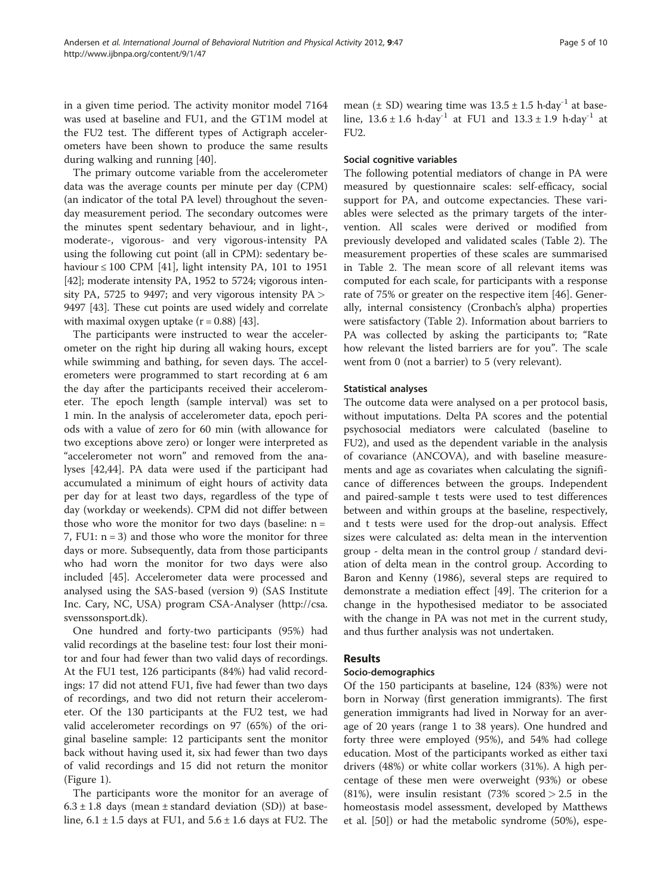in a given time period. The activity monitor model 7164 was used at baseline and FU1, and the GT1M model at the FU2 test. The different types of Actigraph accelerometers have been shown to produce the same results during walking and running [40].

The primary outcome variable from the accelerometer data was the average counts per minute per day (CPM) (an indicator of the total PA level) throughout the seven-day measurement period. The secondary outcomes were the minutes spent sedentary behaviour, and in light-, moderate-, vigorous- and very vigorous-intensity PA using the following cut point (all in CPM): sedentary behaviour ≤ 100 CPM [41], light intensity PA, 101 to 1951 [42]; moderate intensity PA, 1952 to 5724; vigorous intensity PA, 5725 to 9497; and very vigorous intensity PA > 9497 [43]. These cut points are used widely and correlate with maximal oxygen uptake ($r = 0.88$) [43].

The participants were instructed to wear the accelerometer on the right hip during all waking hours, except while swimming and bathing, for seven days. The accelerometers were programmed to start recording at 6 am the day after the participants received their accelerometer. The epoch length (sample interval) was set to 1 min. In the analysis of accelerometer data, epoch periods with a value of zero for 60 min (with allowance for two exceptions above zero) or longer were interpreted as "accelerometer not worn" and removed from the analyses [42,44]. PA data were used if the participant had accumulated a minimum of eight hours of activity data per day for at least two days, regardless of the type of day (workday or weekends). CPM did not differ between those who wore the monitor for two days (baseline: $n = 7$, FU1: $n = 3$) and those who wore the monitor for three days or more. Subsequently, data from those participants who had worn the monitor for two days were also included [45]. Accelerometer data were processed and analysed using the SAS-based (version 9) (SAS Institute Inc. Cary, NC, USA) program CSA-Analyser (http://csa.svenssonsport.dk).

One hundred and forty-two participants (95%) had valid recordings at the baseline test: four lost their monitor and four had fewer than two valid days of recordings. At the FU1 test, 126 participants (84%) had valid recordings: 17 did not attend FU1, five had fewer than two days of recordings, and two did not return their accelerometer. Of the 130 participants at the FU2 test, we had valid accelerometer recordings on 97 (65%) of the original baseline sample: 12 participants sent the monitor back without having used it, six had fewer than two days of valid recordings and 15 did not return the monitor (Figure 1).

The participants wore the monitor for an average of $6.3 \pm 1.8$ days (mean ± standard deviation (SD)) at baseline, $6.1 \pm 1.5$ days at FU1, and $5.6 \pm 1.6$ days at FU2. The mean (± SD) wearing time was $13.5 \pm 1.5$ h·day$^{-1}$ at baseline, $13.6 \pm 1.6$ h·day$^{-1}$ at FU1 and $13.3 \pm 1.9$ h·day$^{-1}$ at FU2.

### Social cognitive variables

The following potential mediators of change in PA were measured by questionnaire scales: self-efficacy, social support for PA, and outcome expectancies. These variables were selected as the primary targets of the intervention. All scales were derived or modified from previously developed and validated scales (Table 2). The measurement properties of these scales are summarised in Table 2. The mean score of all relevant items was computed for each scale, for participants with a response rate of 75% or greater on the respective item [46]. Generally, internal consistency (Cronbach's alpha) properties were satisfactory (Table 2). Information about barriers to PA was collected by asking the participants to; "Rate how relevant the listed barriers are for you". The scale went from 0 (not a barrier) to 5 (very relevant).

### Statistical analyses

The outcome data were analysed on a per protocol basis, without imputations. Delta PA scores and the potential psychosocial mediators were calculated (baseline to FU2), and used as the dependent variable in the analysis of covariance (ANCOVA), and with baseline measurements and age as covariates when calculating the significance of differences between the groups. Independent and paired-sample t tests were used to test differences between and within groups at the baseline, respectively, and t tests were used for the drop-out analysis. Effect sizes were calculated as: delta mean in the intervention group - delta mean in the control group / standard deviation of delta mean in the control group. According to Baron and Kenny (1986), several steps are required to demonstrate a mediation effect [49]. The criterion for a change in the hypothesised mediator to be associated with the change in PA was not met in the current study, and thus further analysis was not undertaken.

## Results

### Socio-demographics

Of the 150 participants at baseline, 124 (83%) were not born in Norway (first generation immigrants). The first generation immigrants had lived in Norway for an average of 20 years (range 1 to 38 years). One hundred and forty three were employed (95%), and 54% had college education. Most of the participants worked as either taxi drivers (48%) or white collar workers (31%). A high percentage of these men were overweight (93%) or obese (81%), were insulin resistant (73% scored > 2.5 in the homeostasis model assessment, developed by Matthews et al. [50]) or had the metabolic syndrome (50%), espe-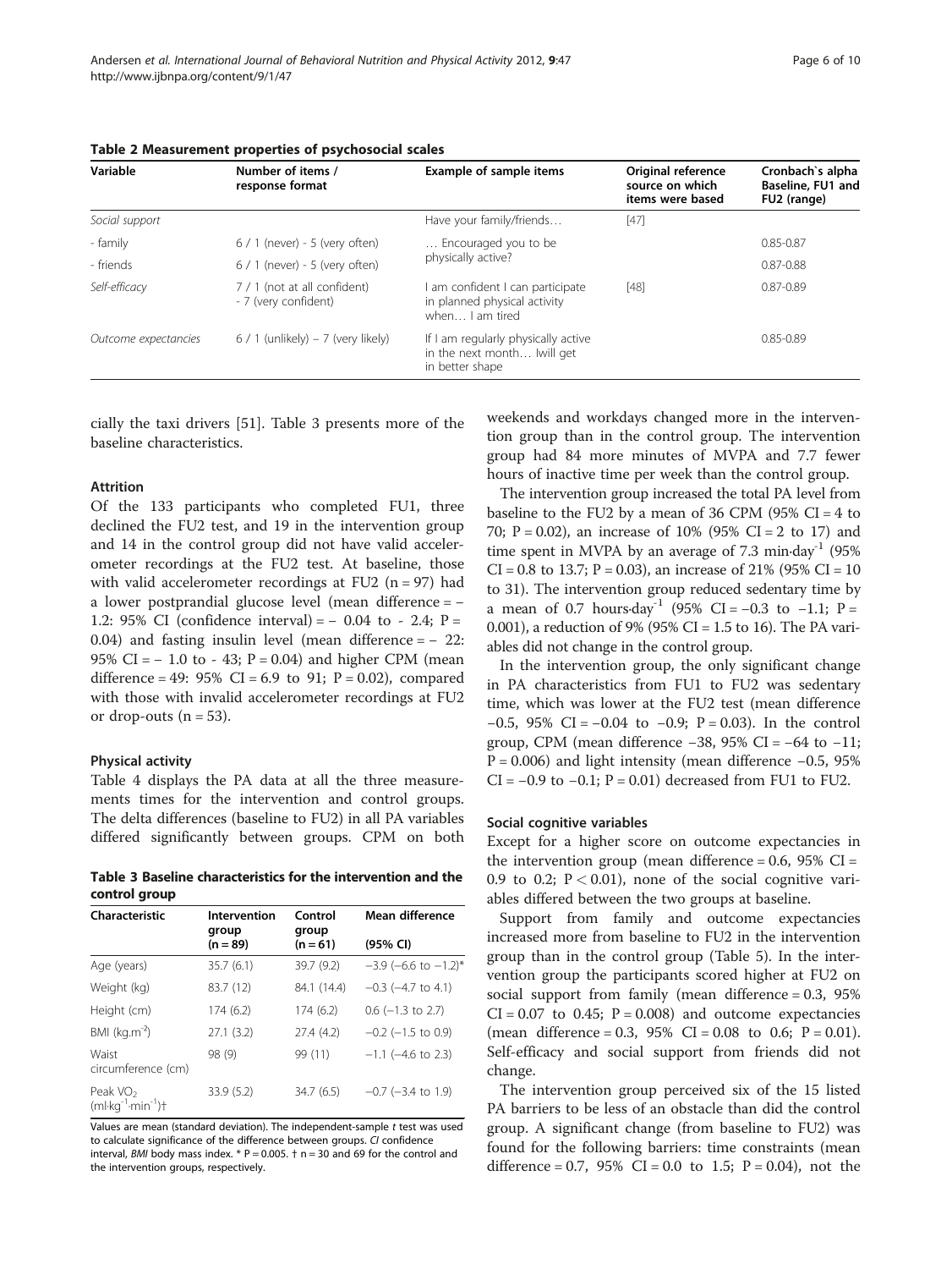**Table 2 Measurement properties of psychosocial scales**

| Variable | Number of items / response format | Example of sample items | Original reference source on which items were based | Cronbach`s alpha Baseline, FU1 and FU2 (range) |
|---|---|---|---|---|
| *Social support* | | Have your family/friends… | [47] | |
| - family | 6 / 1 (never) - 5 (very often) | … Encouraged you to be physically active? | | 0.85-0.87 |
| - friends | 6 / 1 (never) - 5 (very often) | | | 0.87-0.88 |
| *Self-efficacy* | 7 / 1 (not at all confident) - 7 (very confident) | I am confident I can participate in planned physical activity when… I am tired | [48] | 0.87-0.89 |
| *Outcome expectancies* | 6 / 1 (unlikely) – 7 (very likely) | If I am regularly physically active in the next month… Iwill get in better shape | | 0.85-0.89 |

cially the taxi drivers [51]. Table 3 presents more of the baseline characteristics.

### Attrition

Of the 133 participants who completed FU1, three declined the FU2 test, and 19 in the intervention group and 14 in the control group did not have valid accelerometer recordings at the FU2 test. At baseline, those with valid accelerometer recordings at FU2 (n = 97) had a lower postprandial glucose level (mean difference = − 1.2: 95% CI (confidence interval) = − 0.04 to - 2.4; P = 0.04) and fasting insulin level (mean difference = − 22: 95% CI = − 1.0 to - 43; P = 0.04) and higher CPM (mean difference = 49: 95% CI = 6.9 to 91; P = 0.02), compared with those with invalid accelerometer recordings at FU2 or drop-outs (n = 53).

### Physical activity

Table 4 displays the PA data at all the three measurements times for the intervention and control groups. The delta differences (baseline to FU2) in all PA variables differed significantly between groups. CPM on both weekends and workdays changed more in the intervention group than in the control group. The intervention group had 84 more minutes of MVPA and 7.7 fewer hours of inactive time per week than the control group.

**Table 3 Baseline characteristics for the intervention and the control group**

| Characteristic | Intervention group (n = 89) | Control group (n = 61) | Mean difference (95% CI) |
|---|---|---|---|
| Age (years) | 35.7 (6.1) | 39.7 (9.2) | −3.9 (−6.6 to −1.2)* |
| Weight (kg) | 83.7 (12) | 84.1 (14.4) | −0.3 (−4.7 to 4.1) |
| Height (cm) | 174 (6.2) | 174 (6.2) | 0.6 (−1.3 to 2.7) |
| BMI (kg.m$^{-2}$) | 27.1 (3.2) | 27.4 (4.2) | −0.2 (−1.5 to 0.9) |
| Waist circumference (cm) | 98 (9) | 99 (11) | −1.1 (−4.6 to 2.3) |
| Peak $VO_2$ (ml·kg$^{-1}$·min$^{-1}$)† | 33.9 (5.2) | 34.7 (6.5) | −0.7 (−3.4 to 1.9) |

Values are mean (standard deviation). The independent-sample *t* test was used to calculate significance of the difference between groups. *CI* confidence interval, *BMI* body mass index. * P = 0.005. † n = 30 and 69 for the control and the intervention groups, respectively.

The intervention group increased the total PA level from baseline to the FU2 by a mean of 36 CPM (95% CI = 4 to 70; P = 0.02), an increase of 10% (95% CI = 2 to 17) and time spent in MVPA by an average of 7.3 min·day$^{-1}$ (95% CI = 0.8 to 13.7; P = 0.03), an increase of 21% (95% CI = 10 to 31). The intervention group reduced sedentary time by a mean of 0.7 hours·day$^{-1}$ (95% CI = −0.3 to −1.1; P = 0.001), a reduction of 9% (95% CI = 1.5 to 16). The PA variables did not change in the control group.

In the intervention group, the only significant change in PA characteristics from FU1 to FU2 was sedentary time, which was lower at the FU2 test (mean difference −0.5, 95% CI = −0.04 to −0.9; P = 0.03). In the control group, CPM (mean difference −38, 95% CI = −64 to −11; P = 0.006) and light intensity (mean difference −0.5, 95% CI = −0.9 to −0.1; P = 0.01) decreased from FU1 to FU2.

### Social cognitive variables

Except for a higher score on outcome expectancies in the intervention group (mean difference = 0.6, 95% CI = 0.9 to 0.2; P < 0.01), none of the social cognitive variables differed between the two groups at baseline.

Support from family and outcome expectancies increased more from baseline to FU2 in the intervention group than in the control group (Table 5). In the intervention group the participants scored higher at FU2 on social support from family (mean difference = 0.3, 95% CI = 0.07 to 0.45; P = 0.008) and outcome expectancies (mean difference = 0.3, 95% CI = 0.08 to 0.6; P = 0.01). Self-efficacy and social support from friends did not change.

The intervention group perceived six of the 15 listed PA barriers to be less of an obstacle than did the control group. A significant change (from baseline to FU2) was found for the following barriers: time constraints (mean difference = 0.7, 95% CI = 0.0 to 1.5; P = 0.04), not the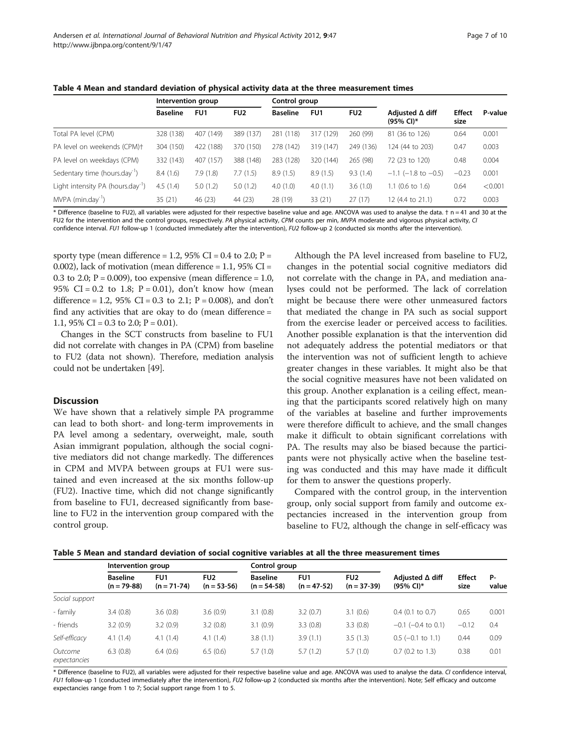**Table 4 Mean and standard deviation of physical activity data at the three measurement times**

| | Intervention group | | | Control group | | | | | |
|---|---|---|---|---|---|---|---|---|---|
| | Baseline | FU1 | FU2 | Baseline | FU1 | FU2 | Adjusted Δ diff (95% CI)* | Effect size | P-value |
| Total PA level (CPM) | 328 (138) | 407 (149) | 389 (137) | 281 (118) | 317 (129) | 260 (99) | 81 (36 to 126) | 0.64 | 0.001 |
| PA level on weekends (CPM)† | 304 (150) | 422 (188) | 370 (150) | 278 (142) | 319 (147) | 249 (136) | 124 (44 to 203) | 0.47 | 0.003 |
| PA level on weekdays (CPM) | 332 (143) | 407 (157) | 388 (148) | 283 (128) | 320 (144) | 265 (98) | 72 (23 to 120) | 0.48 | 0.004 |
| Sedentary time (hours.day$^{-1}$) | 8.4 (1.6) | 7.9 (1.8) | 7.7 (1.5) | 8.9 (1.5) | 8.9 (1.5) | 9.3 (1.4) | −1.1 (−1.8 to −0.5) | −0.23 | 0.001 |
| Light intensity PA (hours.day$^{-1}$) | 4.5 (1.4) | 5.0 (1.2) | 5.0 (1.2) | 4.0 (1.0) | 4.0 (1.1) | 3.6 (1.0) | 1.1 (0.6 to 1.6) | 0.64 | <0.001 |
| MVPA (min.day$^{-1}$) | 35 (21) | 46 (23) | 44 (23) | 28 (19) | 33 (21) | 27 (17) | 12 (4.4 to 21.1) | 0.72 | 0.003 |

\* Difference (baseline to FU2), all variables were adjusted for their respective baseline value and age. ANCOVA was used to analyse the data. † n = 41 and 30 at the FU2 for the intervention and the control groups, respectively. *PA* physical activity, *CPM* counts per min, *MVPA* moderate and vigorous physical activity, *CI* confidence interval. *FU1* follow-up 1 (conducted immediately after the intervention), *FU2* follow-up 2 (conducted six months after the intervention).

sporty type (mean difference = 1.2, 95% CI = 0.4 to 2.0; P = 0.002), lack of motivation (mean difference = 1.1, 95% CI = 0.3 to 2.0; P = 0.009), too expensive (mean difference = 1.0, 95% CI = 0.2 to 1.8; P = 0.01), don't know how (mean difference = 1.2, 95% CI = 0.3 to 2.1; P = 0.008), and don't find any activities that are okay to do (mean difference = 1.1, 95% CI = 0.3 to 2.0; P = 0.01).

Changes in the SCT constructs from baseline to FU1 did not correlate with changes in PA (CPM) from baseline to FU2 (data not shown). Therefore, mediation analysis could not be undertaken [49].

## Discussion

We have shown that a relatively simple PA programme can lead to both short- and long-term improvements in PA level among a sedentary, overweight, male, south Asian immigrant population, although the social cognitive mediators did not change markedly. The differences in CPM and MVPA between groups at FU1 were sustained and even increased at the six months follow-up (FU2). Inactive time, which did not change significantly from baseline to FU1, decreased significantly from baseline to FU2 in the intervention group compared with the control group.

Although the PA level increased from baseline to FU2, changes in the potential social cognitive mediators did not correlate with the change in PA, and mediation analyses could not be performed. The lack of correlation might be because there were other unmeasured factors that mediated the change in PA such as social support from the exercise leader or perceived access to facilities. Another possible explanation is that the intervention did not adequately address the potential mediators or that the intervention was not of sufficient length to achieve greater changes in these variables. It might also be that the social cognitive measures have not been validated on this group. Another explanation is a ceiling effect, meaning that the participants scored relatively high on many of the variables at baseline and further improvements were therefore difficult to achieve, and the small changes make it difficult to obtain significant correlations with PA. The results may also be biased because the participants were not physically active when the baseline testing was conducted and this may have made it difficult for them to answer the questions properly.

Compared with the control group, in the intervention group, only social support from family and outcome expectancies increased in the intervention group from baseline to FU2, although the change in self-efficacy was

**Table 5 Mean and standard deviation of social cognitive variables at all the three measurement times**

| | Intervention group | | | Control group | | | | | |
|---|---|---|---|---|---|---|---|---|---|
| | Baseline (n = 79-88) | FU1 (n = 71-74) | FU2 (n = 53-56) | Baseline (n = 54-58) | FU1 (n = 47-52) | FU2 (n = 37-39) | Adjusted Δ diff (95% CI)* | Effect size | P-value |
| *Social support* | | | | | | | | | |
| - family | 3.4 (0.8) | 3.6 (0.8) | 3.6 (0.9) | 3.1 (0.8) | 3.2 (0.7) | 3.1 (0.6) | 0.4 (0.1 to 0.7) | 0.65 | 0.001 |
| - friends | 3.2 (0.9) | 3.2 (0.9) | 3.2 (0.8) | 3.1 (0.9) | 3.3 (0.8) | 3.3 (0.8) | −0.1 (−0.4 to 0.1) | −0.12 | 0.4 |
| *Self-efficacy* | 4.1 (1.4) | 4.1 (1.4) | 4.1 (1.4) | 3.8 (1.1) | 3.9 (1.1) | 3.5 (1.3) | 0.5 (−0.1 to 1.1) | 0.44 | 0.09 |
| *Outcome expectancies* | 6.3 (0.8) | 6.4 (0.6) | 6.5 (0.6) | 5.7 (1.0) | 5.7 (1.2) | 5.7 (1.0) | 0.7 (0.2 to 1.3) | 0.38 | 0.01 |

\* Difference (baseline to FU2), all variables were adjusted for their respective baseline value and age. ANCOVA was used to analyse the data. *CI* confidence interval, *FU1* follow-up 1 (conducted immediately after the intervention), *FU2* follow-up 2 (conducted six months after the intervention). Note; Self efficacy and outcome expectancies range from 1 to 7; Social support range from 1 to 5.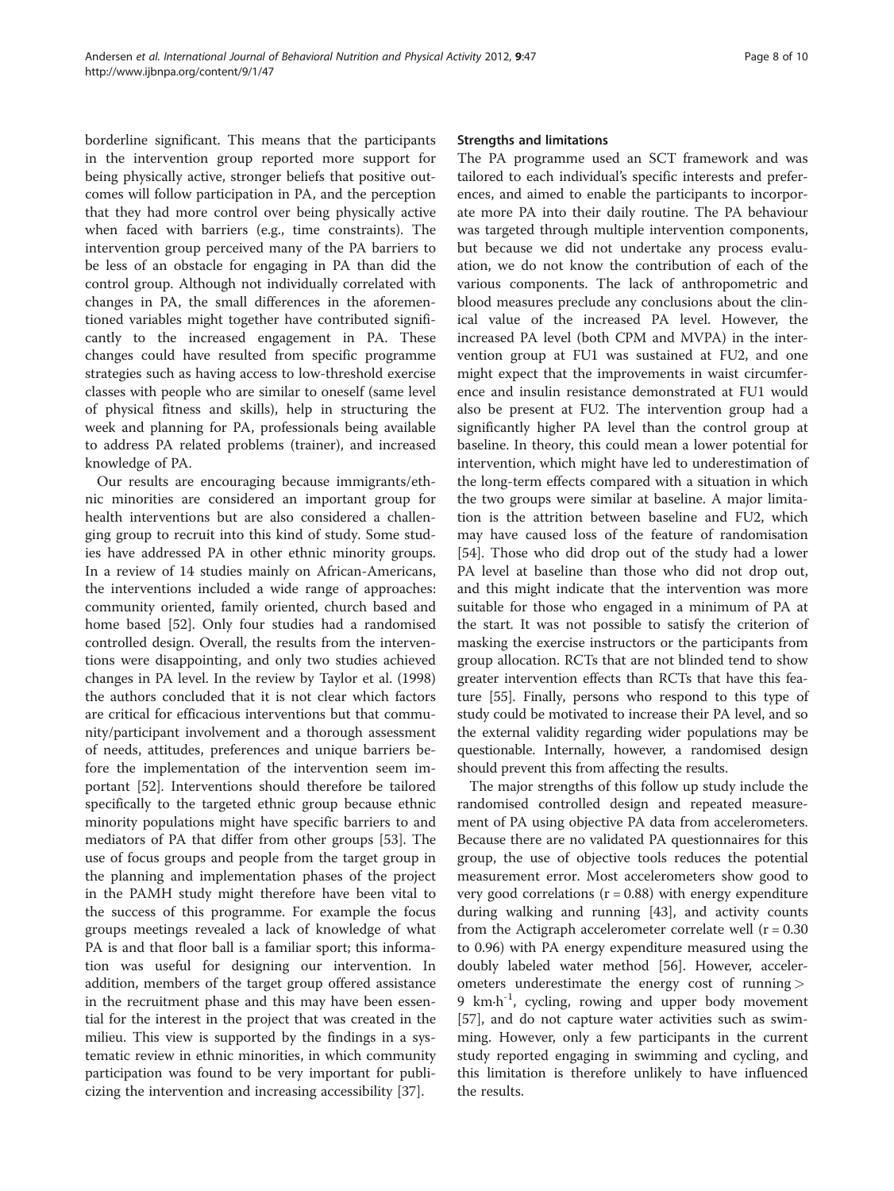borderline significant. This means that the participants in the intervention group reported more support for being physically active, stronger beliefs that positive outcomes will follow participation in PA, and the perception that they had more control over being physically active when faced with barriers (e.g., time constraints). The intervention group perceived many of the PA barriers to be less of an obstacle for engaging in PA than did the control group. Although not individually correlated with changes in PA, the small differences in the aforementioned variables might together have contributed significantly to the increased engagement in PA. These changes could have resulted from specific programme strategies such as having access to low-threshold exercise classes with people who are similar to oneself (same level of physical fitness and skills), help in structuring the week and planning for PA, professionals being available to address PA related problems (trainer), and increased knowledge of PA.

Our results are encouraging because immigrants/ethnic minorities are considered an important group for health interventions but are also considered a challenging group to recruit into this kind of study. Some studies have addressed PA in other ethnic minority groups. In a review of 14 studies mainly on African-Americans, the interventions included a wide range of approaches: community oriented, family oriented, church based and home based [52]. Only four studies had a randomised controlled design. Overall, the results from the interventions were disappointing, and only two studies achieved changes in PA level. In the review by Taylor et al. (1998) the authors concluded that it is not clear which factors are critical for efficacious interventions but that community/participant involvement and a thorough assessment of needs, attitudes, preferences and unique barriers before the implementation of the intervention seem important [52]. Interventions should therefore be tailored specifically to the targeted ethnic group because ethnic minority populations might have specific barriers to and mediators of PA that differ from other groups [53]. The use of focus groups and people from the target group in the planning and implementation phases of the project in the PAMH study might therefore have been vital to the success of this programme. For example the focus groups meetings revealed a lack of knowledge of what PA is and that floor ball is a familiar sport; this information was useful for designing our intervention. In addition, members of the target group offered assistance in the recruitment phase and this may have been essential for the interest in the project that was created in the milieu. This view is supported by the findings in a systematic review in ethnic minorities, in which community participation was found to be very important for publicizing the intervention and increasing accessibility [37].

#### Strengths and limitations

The PA programme used an SCT framework and was tailored to each individual's specific interests and preferences, and aimed to enable the participants to incorporate more PA into their daily routine. The PA behaviour was targeted through multiple intervention components, but because we did not undertake any process evaluation, we do not know the contribution of each of the various components. The lack of anthropometric and blood measures preclude any conclusions about the clinical value of the increased PA level. However, the increased PA level (both CPM and MVPA) in the intervention group at FU1 was sustained at FU2, and one might expect that the improvements in waist circumference and insulin resistance demonstrated at FU1 would also be present at FU2. The intervention group had a significantly higher PA level than the control group at baseline. In theory, this could mean a lower potential for intervention, which might have led to underestimation of the long-term effects compared with a situation in which the two groups were similar at baseline. A major limitation is the attrition between baseline and FU2, which may have caused loss of the feature of randomisation [54]. Those who did drop out of the study had a lower PA level at baseline than those who did not drop out, and this might indicate that the intervention was more suitable for those who engaged in a minimum of PA at the start. It was not possible to satisfy the criterion of masking the exercise instructors or the participants from group allocation. RCTs that are not blinded tend to show greater intervention effects than RCTs that have this feature [55]. Finally, persons who respond to this type of study could be motivated to increase their PA level, and so the external validity regarding wider populations may be questionable. Internally, however, a randomised design should prevent this from affecting the results.

The major strengths of this follow up study include the randomised controlled design and repeated measurement of PA using objective PA data from accelerometers. Because there are no validated PA questionnaires for this group, the use of objective tools reduces the potential measurement error. Most accelerometers show good to very good correlations ($r = 0.88$) with energy expenditure during walking and running [43], and activity counts from the Actigraph accelerometer correlate well ($r = 0.30$ to 0.96) with PA energy expenditure measured using the doubly labeled water method [56]. However, accelerometers underestimate the energy cost of running > 9 $km{\cdot}h^{-1}$, cycling, rowing and upper body movement [57], and do not capture water activities such as swimming. However, only a few participants in the current study reported engaging in swimming and cycling, and this limitation is therefore unlikely to have influenced the results.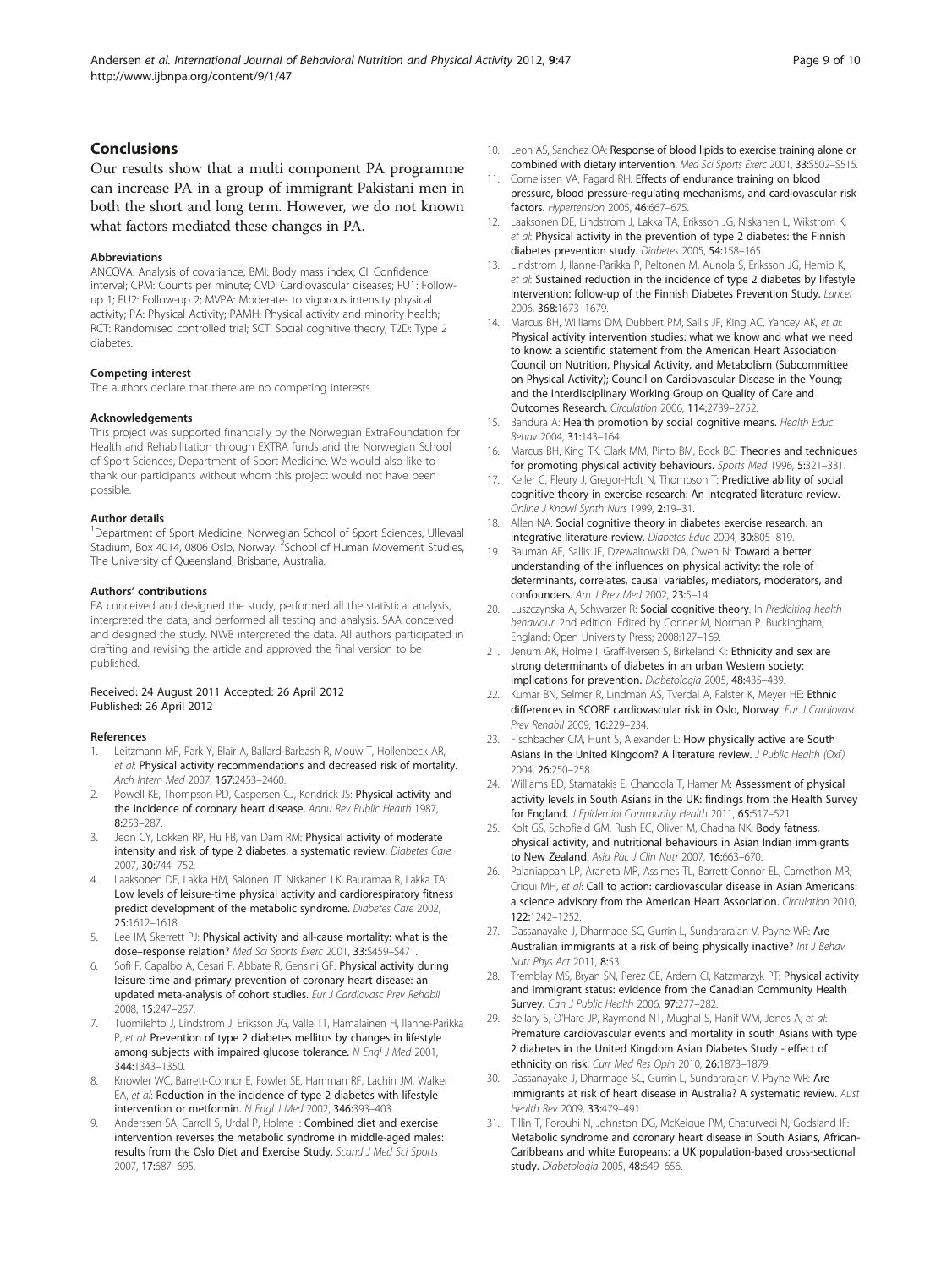## Conclusions

Our results show that a multi component PA programme can increase PA in a group of immigrant Pakistani men in both the short and long term. However, we do not known what factors mediated these changes in PA.

#### Abbreviations

ANCOVA: Analysis of covariance; BMI: Body mass index; CI: Confidence interval; CPM: Counts per minute; CVD: Cardiovascular diseases; FU1: Follow-up 1; FU2: Follow-up 2; MVPA: Moderate- to vigorous intensity physical activity; PA: Physical Activity; PAMH: Physical activity and minority health; RCT: Randomised controlled trial; SCT: Social cognitive theory; T2D: Type 2 diabetes.

#### Competing interest

The authors declare that there are no competing interests.

#### Acknowledgements

This project was supported financially by the Norwegian ExtraFoundation for Health and Rehabilitation through EXTRA funds and the Norwegian School of Sport Sciences, Department of Sport Medicine. We would also like to thank our participants without whom this project would not have been possible.

#### Author details

[1]Department of Sport Medicine, Norwegian School of Sport Sciences, Ullevaal Stadium, Box 4014, 0806 Oslo, Norway. [2]School of Human Movement Studies, The University of Queensland, Brisbane, Australia.

#### Authors' contributions

EA conceived and designed the study, performed all the statistical analysis, interpreted the data, and performed all testing and analysis. SAA conceived and designed the study. NWB interpreted the data. All authors participated in drafting and revising the article and approved the final version to be published.

Received: 24 August 2011 Accepted: 26 April 2012
Published: 26 April 2012

#### References

1. Leitzmann MF, Park Y, Blair A, Ballard-Barbash R, Mouw T, Hollenbeck AR, *et al*: **Physical activity recommendations and decreased risk of mortality.** *Arch Intern Med* 2007, **167:**2453–2460.
2. Powell KE, Thompson PD, Caspersen CJ, Kendrick JS: **Physical activity and the incidence of coronary heart disease.** *Annu Rev Public Health* 1987, **8:**253–287.
3. Jeon CY, Lokken RP, Hu FB, van Dam RM: **Physical activity of moderate intensity and risk of type 2 diabetes: a systematic review.** *Diabetes Care* 2007, **30:**744–752.
4. Laaksonen DE, Lakka HM, Salonen JT, Niskanen LK, Rauramaa R, Lakka TA: **Low levels of leisure-time physical activity and cardiorespiratory fitness predict development of the metabolic syndrome.** *Diabetes Care* 2002, **25:**1612–1618.
5. Lee IM, Skerrett PJ: **Physical activity and all-cause mortality: what is the dose–response relation?** *Med Sci Sports Exerc* 2001, **33:**S459–S471.
6. Sofi F, Capalbo A, Cesari F, Abbate R, Gensini GF: **Physical activity during leisure time and primary prevention of coronary heart disease: an updated meta-analysis of cohort studies.** *Eur J Cardiovasc Prev Rehabil* 2008, **15:**247–257.
7. Tuomilehto J, Lindstrom J, Eriksson JG, Valle TT, Hamalainen H, Ilanne-Parikka P, *et al*: **Prevention of type 2 diabetes mellitus by changes in lifestyle among subjects with impaired glucose tolerance.** *N Engl J Med* 2001, **344:**1343–1350.
8. Knowler WC, Barrett-Connor E, Fowler SE, Hamman RF, Lachin JM, Walker EA, *et al*: **Reduction in the incidence of type 2 diabetes with lifestyle intervention or metformin.** *N Engl J Med* 2002, **346:**393–403.
9. Anderssen SA, Carroll S, Urdal P, Holme I: **Combined diet and exercise intervention reverses the metabolic syndrome in middle-aged males: results from the Oslo Diet and Exercise Study.** *Scand J Med Sci Sports* 2007, **17:**687–695.
10. Leon AS, Sanchez OA: **Response of blood lipids to exercise training alone or combined with dietary intervention.** *Med Sci Sports Exerc* 2001, **33:**S502–S515.
11. Cornelissen VA, Fagard RH: **Effects of endurance training on blood pressure, blood pressure-regulating mechanisms, and cardiovascular risk factors.** *Hypertension* 2005, **46:**667–675.
12. Laaksonen DE, Lindstrom J, Lakka TA, Eriksson JG, Niskanen L, Wikstrom K, *et al*: **Physical activity in the prevention of type 2 diabetes: the Finnish diabetes prevention study.** *Diabetes* 2005, **54:**158–165.
13. Lindstrom J, Ilanne-Parikka P, Peltonen M, Aunola S, Eriksson JG, Hemio K, *et al*: **Sustained reduction in the incidence of type 2 diabetes by lifestyle intervention: follow-up of the Finnish Diabetes Prevention Study.** *Lancet* 2006, **368:**1673–1679.
14. Marcus BH, Williams DM, Dubbert PM, Sallis JF, King AC, Yancey AK, *et al*: **Physical activity intervention studies: what we know and what we need to know: a scientific statement from the American Heart Association Council on Nutrition, Physical Activity, and Metabolism (Subcommittee on Physical Activity); Council on Cardiovascular Disease in the Young; and the Interdisciplinary Working Group on Quality of Care and Outcomes Research.** *Circulation* 2006, **114:**2739–2752.
15. Bandura A: **Health promotion by social cognitive means.** *Health Educ Behav* 2004, **31:**143–164.
16. Marcus BH, King TK, Clark MM, Pinto BM, Bock BC: **Theories and techniques for promoting physical activity behaviours.** *Sports Med* 1996, **5:**321–331.
17. Keller C, Fleury J, Gregor-Holt N, Thompson T: **Predictive ability of social cognitive theory in exercise research: An integrated literature review.** *Online J Knowl Synth Nurs* 1999, **2:**19–31.
18. Allen NA: **Social cognitive theory in diabetes exercise research: an integrative literature review.** *Diabetes Educ* 2004, **30:**805–819.
19. Bauman AE, Sallis JF, Dzewaltowski DA, Owen N: **Toward a better understanding of the influences on physical activity: the role of determinants, correlates, causal variables, mediators, moderators, and confounders.** *Am J Prev Med* 2002, **23:**5–14.
20. Luszczynska A, Schwarzer R: **Social cognitive theory.** In *Prediciting health behaviour*. 2nd edition. Edited by Conner M, Norman P. Buckingham, England: Open University Press; 2008:127–169.
21. Jenum AK, Holme I, Graff-Iversen S, Birkeland KI: **Ethnicity and sex are strong determinants of diabetes in an urban Western society: implications for prevention.** *Diabetologia* 2005, **48:**435–439.
22. Kumar BN, Selmer R, Lindman AS, Tverdal A, Falster K, Meyer HE: **Ethnic differences in SCORE cardiovascular risk in Oslo, Norway.** *Eur J Cardiovasc Prev Rehabil* 2009, **16:**229–234.
23. Fischbacher CM, Hunt S, Alexander L: **How physically active are South Asians in the United Kingdom? A literature review.** *J Public Health (Oxf)* 2004, **26:**250–258.
24. Williams ED, Stamatakis E, Chandola T, Hamer M: **Assessment of physical activity levels in South Asians in the UK: findings from the Health Survey for England.** *J Epidemiol Community Health* 2011, **65:**517–521.
25. Kolt GS, Schofield GM, Rush EC, Oliver M, Chadha NK: **Body fatness, physical activity, and nutritional behaviours in Asian Indian immigrants to New Zealand.** *Asia Pac J Clin Nutr* 2007, **16:**663–670.
26. Palaniappan LP, Araneta MR, Assimes TL, Barrett-Connor EL, Carnethon MR, Criqui MH, *et al*: **Call to action: cardiovascular disease in Asian Americans: a science advisory from the American Heart Association.** *Circulation* 2010, **122:**1242–1252.
27. Dassanayake J, Dharmage SC, Gurrin L, Sundararajan V, Payne WR: **Are Australian immigrants at a risk of being physically inactive?** *Int J Behav Nutr Phys Act* 2011, **8:**53.
28. Tremblay MS, Bryan SN, Perez CE, Ardern CI, Katzmarzyk PT: **Physical activity and immigrant status: evidence from the Canadian Community Health Survey.** *Can J Public Health* 2006, **97:**277–282.
29. Bellary S, O'Hare JP, Raymond NT, Mughal S, Hanif WM, Jones A, *et al*: **Premature cardiovascular events and mortality in south Asians with type 2 diabetes in the United Kingdom Asian Diabetes Study - effect of ethnicity on risk.** *Curr Med Res Opin* 2010, **26:**1873–1879.
30. Dassanayake J, Dharmage SC, Gurrin L, Sundararajan V, Payne WR: **Are immigrants at risk of heart disease in Australia? A systematic review.** *Aust Health Rev* 2009, **33:**479–491.
31. Tillin T, Forouhi N, Johnston DG, McKeigue PM, Chaturvedi N, Godsland IF: **Metabolic syndrome and coronary heart disease in South Asians, African-Caribbeans and white Europeans: a UK population-based cross-sectional study.** *Diabetologia* 2005, **48:**649–656.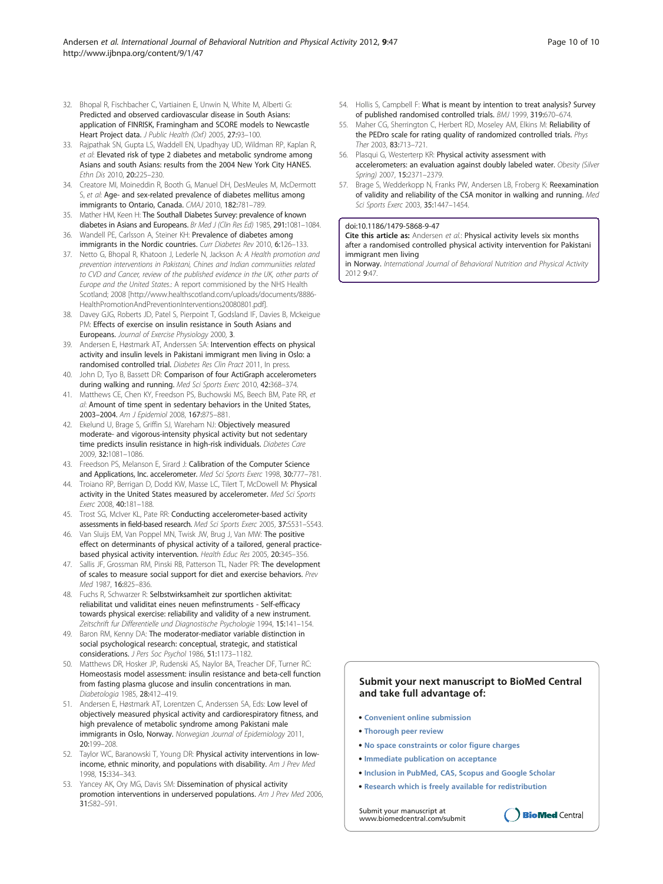32. Bhopal R, Fischbacher C, Vartiainen E, Unwin N, White M, Alberti G: **Predicted and observed cardiovascular disease in South Asians: application of FINRISK, Framingham and SCORE models to Newcastle Heart Project data.** *J Public Health (Oxf)* 2005, **27:**93–100.
33. Rajpathak SN, Gupta LS, Waddell EN, Upadhyay UD, Wildman RP, Kaplan R, *et al*: **Elevated risk of type 2 diabetes and metabolic syndrome among Asians and south Asians: results from the 2004 New York City HANES.** *Ethn Dis* 2010, **20:**225–230.
34. Creatore MI, Moineddin R, Booth G, Manuel DH, DesMeules M, McDermott S, *et al*: **Age- and sex-related prevalence of diabetes mellitus among immigrants to Ontario, Canada.** *CMAJ* 2010, 182:781–789.
35. Mather HM, Keen H: **The Southall Diabetes Survey: prevalence of known diabetes in Asians and Europeans.** *Br Med J (Clin Res Ed)* 1985, **291:**1081–1084.
36. Wandell PE, Carlsson A, Steiner KH: **Prevalence of diabetes among immigrants in the Nordic countries.** *Curr Diabetes Rev* 2010, **6:**126–133.
37. Netto G, Bhopal R, Khatoon J, Lederle N, Jackson A: *A Health promotion and prevention interventions in Pakistani, Chines and Indian communities related to CVD and Cancer, review of the published evidence in the UK, other parts of Europe and the United States.*: A report commisioned by the NHS Health Scotland; 2008 [http://www.healthscotland.com/uploads/documents/8886-HealthPromotionAndPreventionInterventions20080801.pdf].
38. Davey GJG, Roberts JD, Patel S, Pierpoint T, Godsland IF, Davies B, Mckeigue PM: **Effects of exercise on insulin resistance in South Asians and Europeans.** *Journal of Exercise Physiology* 2000, **3**.
39. Andersen E, Høstmark AT, Anderssen SA: **Intervention effects on physical activity and insulin levels in Pakistani immigrant men living in Oslo: a randomised controlled trial.** *Diabetes Res Clin Pract* 2011, In press.
40. John D, Tyo B, Bassett DR: **Comparison of four ActiGraph accelerometers during walking and running.** *Med Sci Sports Exerc* 2010, **42:**368–374.
41. Matthews CE, Chen KY, Freedson PS, Buchowski MS, Beech BM, Pate RR, *et al*: **Amount of time spent in sedentary behaviors in the United States, 2003–2004.** *Am J Epidemiol* 2008, **167:**875–881.
42. Ekelund U, Brage S, Griffin SJ, Wareham NJ: **Objectively measured moderate- and vigorous-intensity physical activity but not sedentary time predicts insulin resistance in high-risk individuals.** *Diabetes Care* 2009, **32:**1081–1086.
43. Freedson PS, Melanson E, Sirard J: **Calibration of the Computer Science and Applications, Inc. accelerometer.** *Med Sci Sports Exerc* 1998, **30:**777–781.
44. Troiano RP, Berrigan D, Dodd KW, Masse LC, Tilert T, McDowell M: **Physical activity in the United States measured by accelerometer.** *Med Sci Sports Exerc* 2008, **40:**181–188.
45. Trost SG, McIver KL, Pate RR: **Conducting accelerometer-based activity assessments in field-based research.** *Med Sci Sports Exerc* 2005, **37:**S531–S543.
46. Van Sluijs EM, Van Poppel MN, Twisk JW, Brug J, Van MW: **The positive effect on determinants of physical activity of a tailored, general practice-based physical activity intervention.** *Health Educ Res* 2005, **20:**345–356.
47. Sallis JF, Grossman RM, Pinski RB, Patterson TL, Nader PR: **The development of scales to measure social support for diet and exercise behaviors.** *Prev Med* 1987, **16:**825–836.
48. Fuchs R, Schwarzer R: **Selbstwirksamheit zur sportlichen aktivitat: reliabilitat und validitat eines neuen meßinstruments - Self-efficacy towards physical exercise: reliability and validity of a new instrument.** *Zeitschrift fur Differentielle und Diagnostische Psychologie* 1994, **15:**141–154.
49. Baron RM, Kenny DA: **The moderator-mediator variable distinction in social psychological research: conceptual, strategic, and statistical considerations.** *J Pers Soc Psychol* 1986, **51:**1173–1182.
50. Matthews DR, Hosker JP, Rudenski AS, Naylor BA, Treacher DF, Turner RC: **Homeostasis model assessment: insulin resistance and beta-cell function from fasting plasma glucose and insulin concentrations in man.** *Diabetologia* 1985, **28:**412–419.
51. Andersen E, Høstmark AT, Lorentzen C, Anderssen SA, Eds: **Low level of objectively measured physical activity and cardiorespiratory fitness, and high prevalence of metabolic syndrome among Pakistani male immigrants in Oslo, Norway.** *Norwegian Journal of Epidemiology* 2011, **20:**199–208.
52. Taylor WC, Baranowski T, Young DR: **Physical activity interventions in low-income, ethnic minority, and populations with disability.** *Am J Prev Med* 1998, **15:**334–343.
53. Yancey AK, Ory MG, Davis SM: **Dissemination of physical activity promotion interventions in underserved populations.** *Am J Prev Med* 2006, **31:**S82–S91.
54. Hollis S, Campbell F: **What is meant by intention to treat analysis? Survey of published randomised controlled trials.** *BMJ* 1999, **319:**670–674.
55. Maher CG, Sherrington C, Herbert RD, Moseley AM, Elkins M: **Reliability of the PEDro scale for rating quality of randomized controlled trials.** *Phys Ther* 2003, **83:**713–721.
56. Plasqui G, Westerterp KR: **Physical activity assessment with accelerometers: an evaluation against doubly labeled water.** *Obesity (Silver Spring)* 2007, **15:**2371–2379.
57. Brage S, Wedderkopp N, Franks PW, Andersen LB, Froberg K: **Reexamination of validity and reliability of the CSA monitor in walking and running.** *Med Sci Sports Exerc* 2003, **35:**1447–1454.

doi:10.1186/1479-5868-9-47

**Cite this article as:** Andersen *et al.*: Physical activity levels six months after a randomised controlled physical activity intervention for Pakistani immigrant men living in Norway. *International Journal of Behavioral Nutrition and Physical Activity* 2012 **9**:47.

**Submit your next manuscript to BioMed Central and take full advantage of:**

- **Convenient online submission**
- **Thorough peer review**
- **No space constraints or color figure charges**
- **Immediate publication on acceptance**
- **Inclusion in PubMed, CAS, Scopus and Google Scholar**
- **Research which is freely available for redistribution**

Submit your manuscript at www.biomedcentral.com/submit

BioMed Central